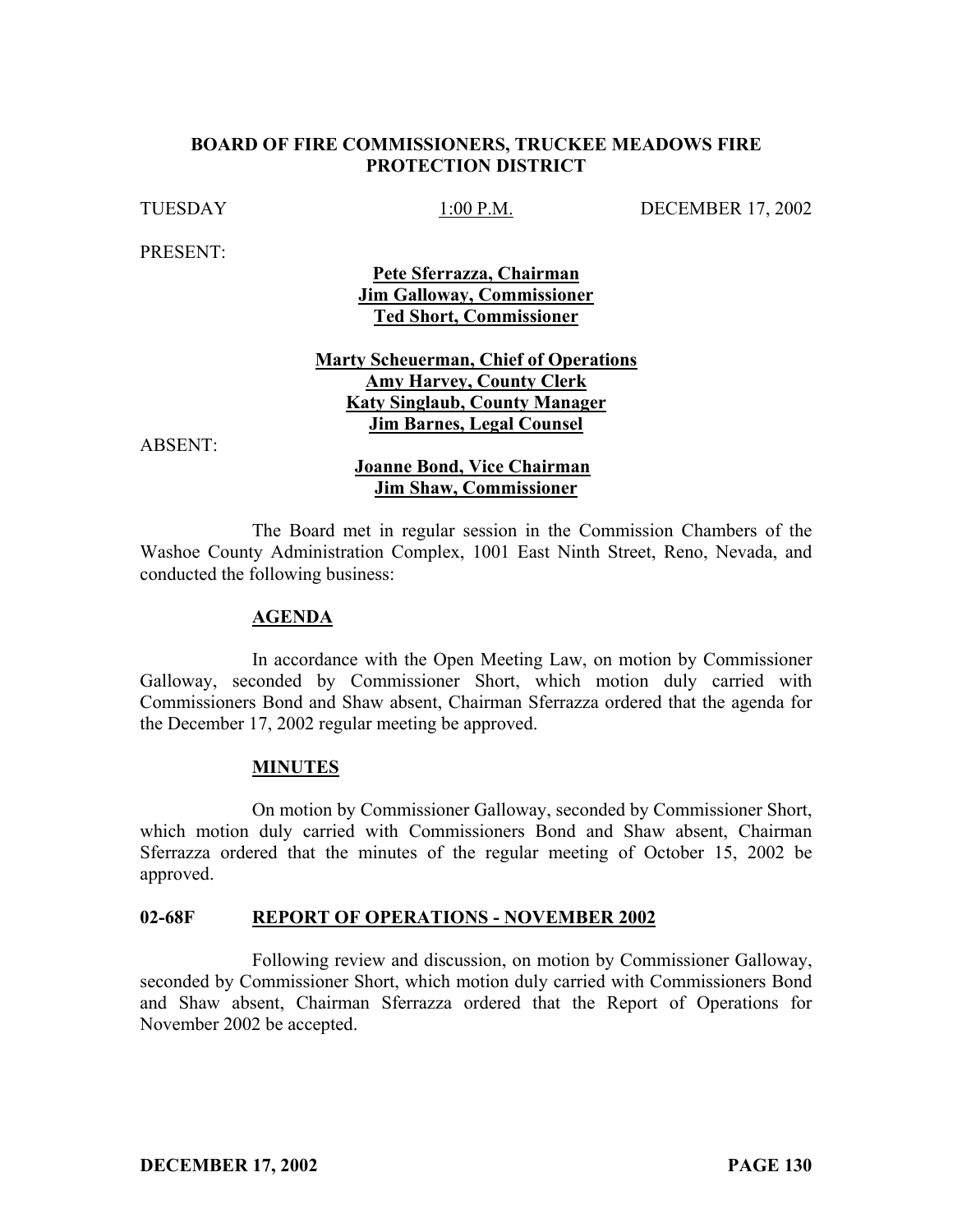# BOARD OF FIRE COMMISSIONERS, TRUCKEE MEADOWS FIRE PROTECTION DISTRICT

TUESDAY 1:00 P.M. DECEMBER 17, 2002

PRESENT:

**Pete Sferrazza, Chairman**
**Jim Galloway, Commissioner**
**Ted Short, Commissioner**

**Marty Scheuerman, Chief of Operations**
**Amy Harvey, County Clerk**
**Katy Singlaub, County Manager**
**Jim Barnes, Legal Counsel**

ABSENT:

**Joanne Bond, Vice Chairman**
**Jim Shaw, Commissioner**

The Board met in regular session in the Commission Chambers of the Washoe County Administration Complex, 1001 East Ninth Street, Reno, Nevada, and conducted the following business:

## AGENDA

In accordance with the Open Meeting Law, on motion by Commissioner Galloway, seconded by Commissioner Short, which motion duly carried with Commissioners Bond and Shaw absent, Chairman Sferrazza ordered that the agenda for the December 17, 2002 regular meeting be approved.

## MINUTES

On motion by Commissioner Galloway, seconded by Commissioner Short, which motion duly carried with Commissioners Bond and Shaw absent, Chairman Sferrazza ordered that the minutes of the regular meeting of October 15, 2002 be approved.

## 02-68F REPORT OF OPERATIONS - NOVEMBER 2002

Following review and discussion, on motion by Commissioner Galloway, seconded by Commissioner Short, which motion duly carried with Commissioners Bond and Shaw absent, Chairman Sferrazza ordered that the Report of Operations for November 2002 be accepted.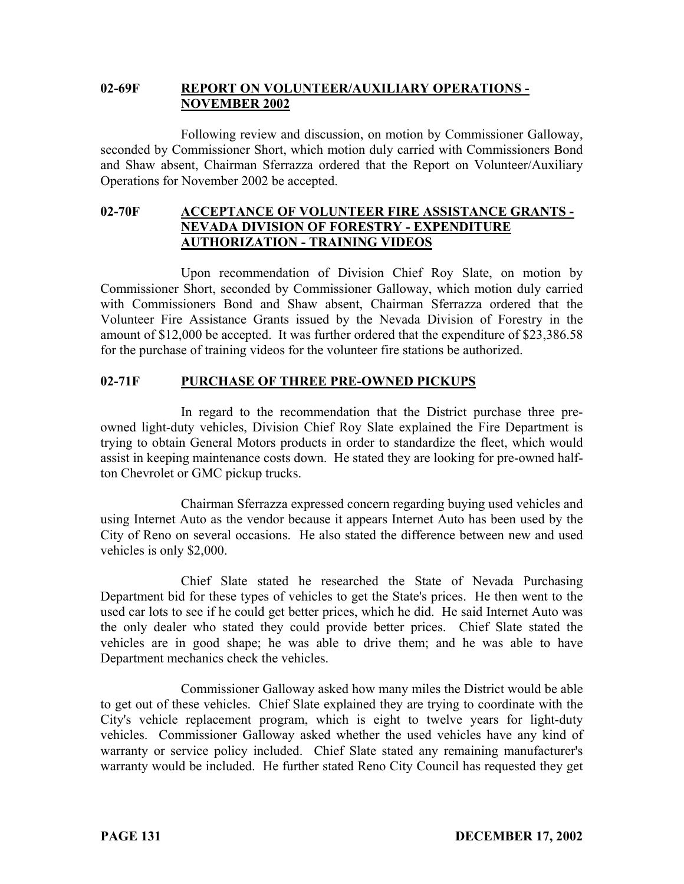## 02-69F REPORT ON VOLUNTEER/AUXILIARY OPERATIONS - NOVEMBER 2002

Following review and discussion, on motion by Commissioner Galloway, seconded by Commissioner Short, which motion duly carried with Commissioners Bond and Shaw absent, Chairman Sferrazza ordered that the Report on Volunteer/Auxiliary Operations for November 2002 be accepted.

## 02-70F ACCEPTANCE OF VOLUNTEER FIRE ASSISTANCE GRANTS - NEVADA DIVISION OF FORESTRY - EXPENDITURE AUTHORIZATION - TRAINING VIDEOS

Upon recommendation of Division Chief Roy Slate, on motion by Commissioner Short, seconded by Commissioner Galloway, which motion duly carried with Commissioners Bond and Shaw absent, Chairman Sferrazza ordered that the Volunteer Fire Assistance Grants issued by the Nevada Division of Forestry in the amount of $12,000 be accepted. It was further ordered that the expenditure of $23,386.58 for the purchase of training videos for the volunteer fire stations be authorized.

## 02-71F PURCHASE OF THREE PRE-OWNED PICKUPS

In regard to the recommendation that the District purchase three pre-owned light-duty vehicles, Division Chief Roy Slate explained the Fire Department is trying to obtain General Motors products in order to standardize the fleet, which would assist in keeping maintenance costs down. He stated they are looking for pre-owned half-ton Chevrolet or GMC pickup trucks.

Chairman Sferrazza expressed concern regarding buying used vehicles and using Internet Auto as the vendor because it appears Internet Auto has been used by the City of Reno on several occasions. He also stated the difference between new and used vehicles is only $2,000.

Chief Slate stated he researched the State of Nevada Purchasing Department bid for these types of vehicles to get the State's prices. He then went to the used car lots to see if he could get better prices, which he did. He said Internet Auto was the only dealer who stated they could provide better prices. Chief Slate stated the vehicles are in good shape; he was able to drive them; and he was able to have Department mechanics check the vehicles.

Commissioner Galloway asked how many miles the District would be able to get out of these vehicles. Chief Slate explained they are trying to coordinate with the City's vehicle replacement program, which is eight to twelve years for light-duty vehicles. Commissioner Galloway asked whether the used vehicles have any kind of warranty or service policy included. Chief Slate stated any remaining manufacturer's warranty would be included. He further stated Reno City Council has requested they get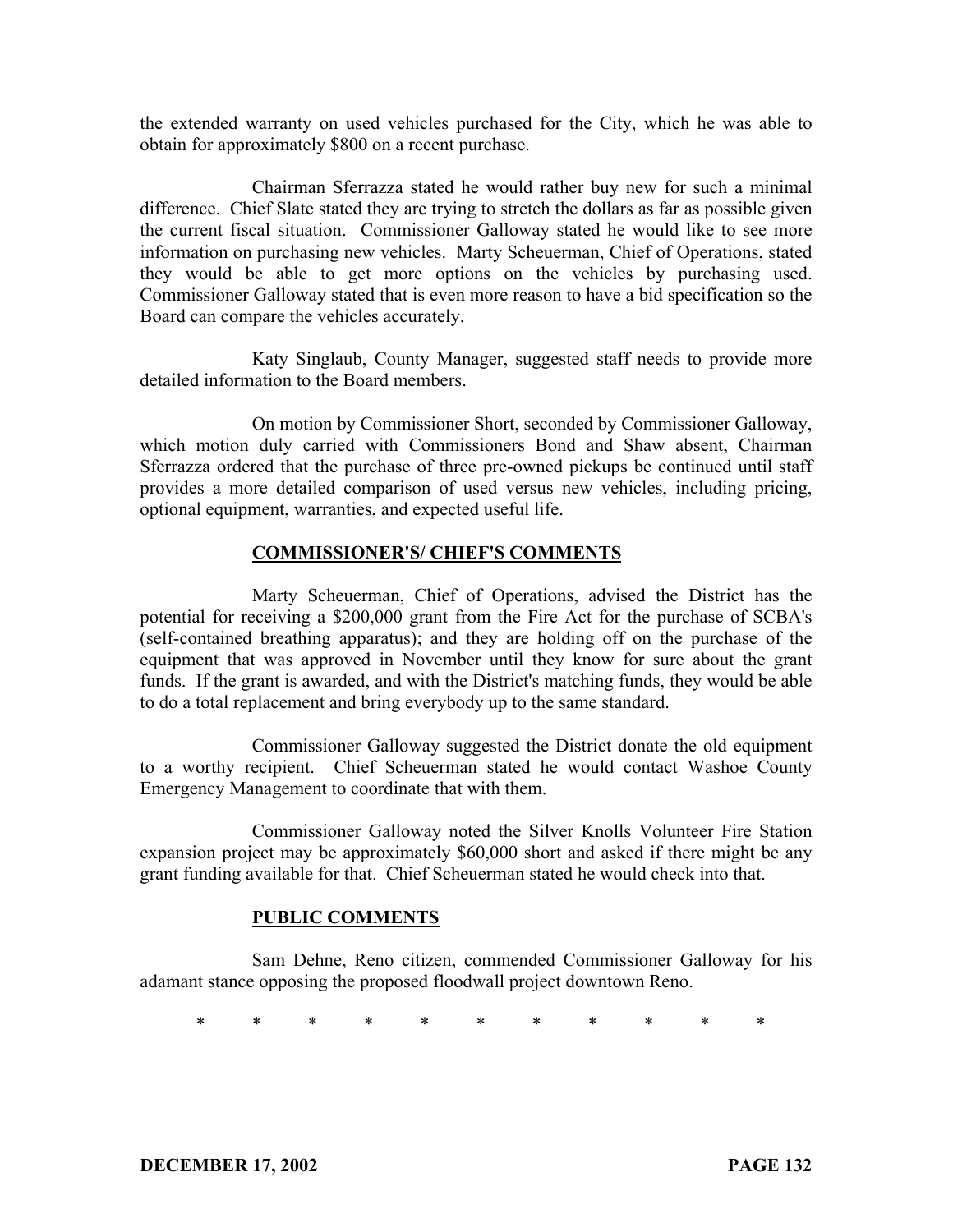the extended warranty on used vehicles purchased for the City, which he was able to obtain for approximately $800 on a recent purchase.

Chairman Sferrazza stated he would rather buy new for such a minimal difference. Chief Slate stated they are trying to stretch the dollars as far as possible given the current fiscal situation. Commissioner Galloway stated he would like to see more information on purchasing new vehicles. Marty Scheuerman, Chief of Operations, stated they would be able to get more options on the vehicles by purchasing used. Commissioner Galloway stated that is even more reason to have a bid specification so the Board can compare the vehicles accurately.

Katy Singlaub, County Manager, suggested staff needs to provide more detailed information to the Board members.

On motion by Commissioner Short, seconded by Commissioner Galloway, which motion duly carried with Commissioners Bond and Shaw absent, Chairman Sferrazza ordered that the purchase of three pre-owned pickups be continued until staff provides a more detailed comparison of used versus new vehicles, including pricing, optional equipment, warranties, and expected useful life.

## COMMISSIONER'S/ CHIEF'S COMMENTS

Marty Scheuerman, Chief of Operations, advised the District has the potential for receiving a $200,000 grant from the Fire Act for the purchase of SCBA's (self-contained breathing apparatus); and they are holding off on the purchase of the equipment that was approved in November until they know for sure about the grant funds. If the grant is awarded, and with the District's matching funds, they would be able to do a total replacement and bring everybody up to the same standard.

Commissioner Galloway suggested the District donate the old equipment to a worthy recipient. Chief Scheuerman stated he would contact Washoe County Emergency Management to coordinate that with them.

Commissioner Galloway noted the Silver Knolls Volunteer Fire Station expansion project may be approximately $60,000 short and asked if there might be any grant funding available for that. Chief Scheuerman stated he would check into that.

## PUBLIC COMMENTS

Sam Dehne, Reno citizen, commended Commissioner Galloway for his adamant stance opposing the proposed floodwall project downtown Reno.

\* \* \* \* \* \* \* \* \* \* \*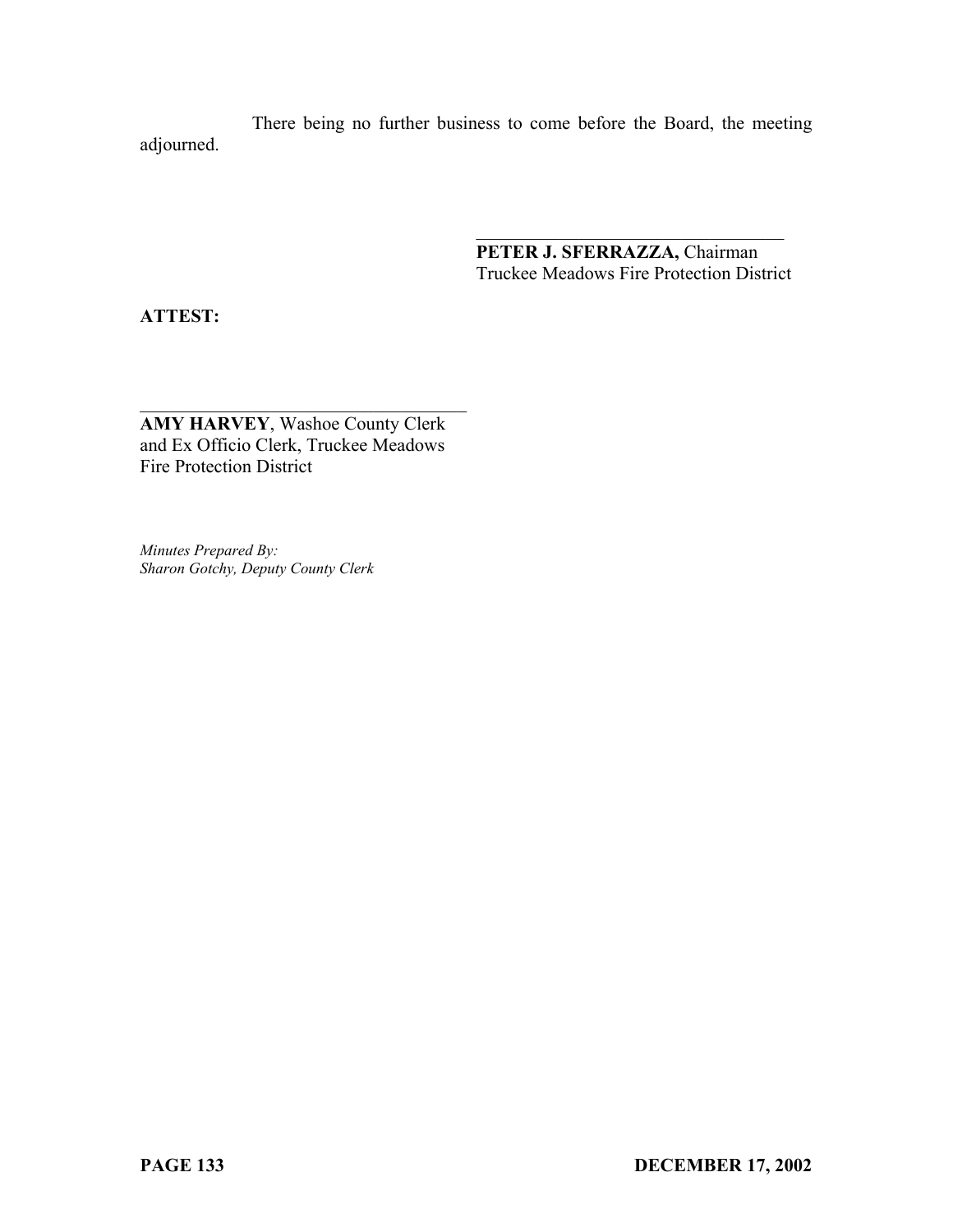There being no further business to come before the Board, the meeting adjourned.

\_\_\_\_\_\_\_\_\_\_\_\_\_\_\_\_\_\_\_\_\_\_\_\_\_\_\_\_\_\_\_\_\_\_

**PETER J. SFERRAZZA,** Chairman
Truckee Meadows Fire Protection District

**ATTEST:**

\_\_\_\_\_\_\_\_\_\_\_\_\_\_\_\_\_\_\_\_\_\_\_\_\_\_\_\_\_\_\_\_\_\_

**AMY HARVEY**, Washoe County Clerk
and Ex Officio Clerk, Truckee Meadows
Fire Protection District

*Minutes Prepared By:*
*Sharon Gotchy, Deputy County Clerk*